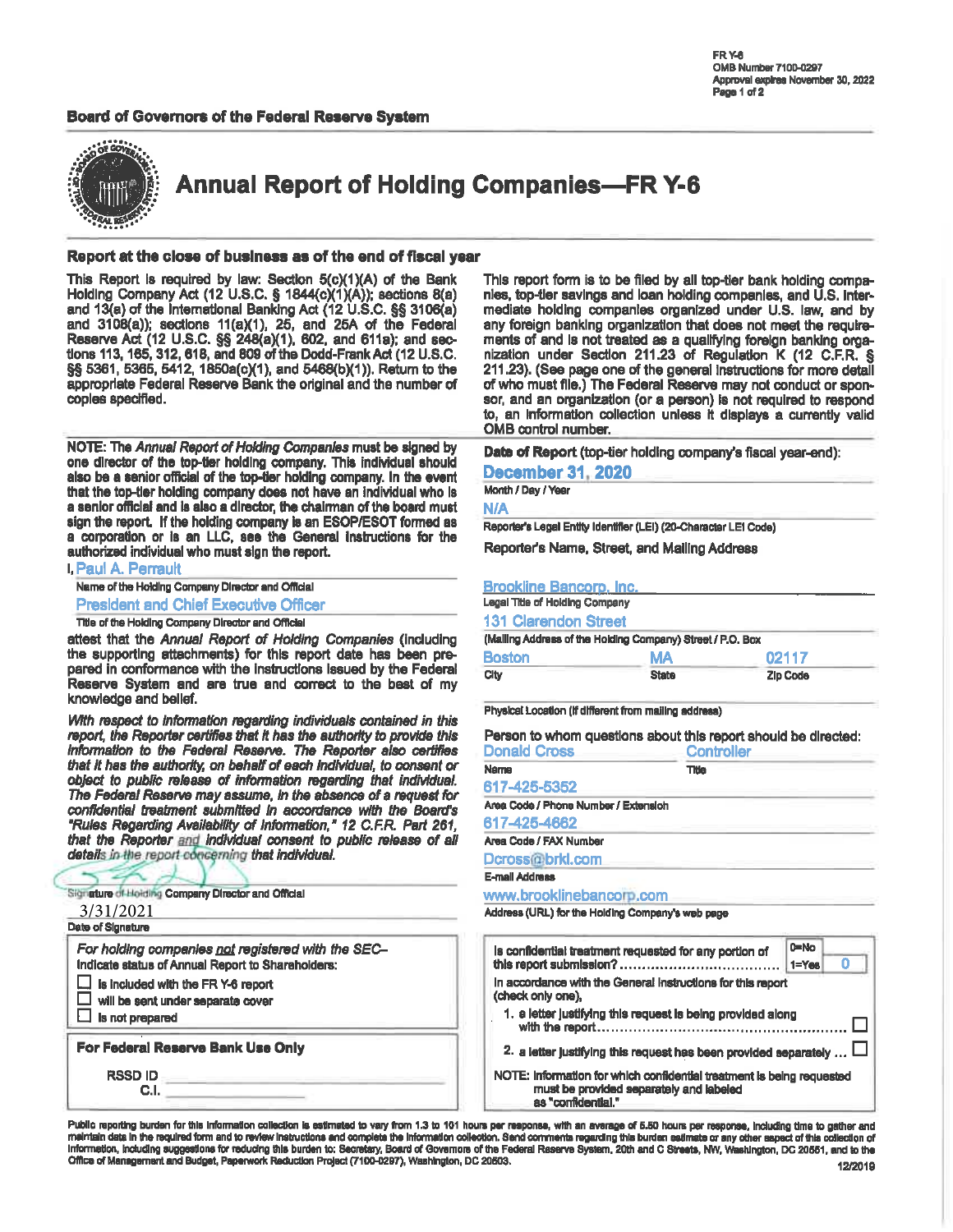FR Y-6
OMB Number 7100-0297
Approval expires November 30, 2022
Page 1 of 2

**Board of Governors of the Federal Reserve System**

# Annual Report of Holding Companies—FR Y-6

## Report at the close of business as of the end of fiscal year

This Report is required by law: Section 5(c)(1)(A) of the Bank Holding Company Act (12 U.S.C. § 1844(c)(1)(A)); sections 8(a) and 13(a) of the International Banking Act (12 U.S.C. §§ 3106(a) and 3108(a)); sections 11(a)(1), 25, and 25A of the Federal Reserve Act (12 U.S.C. §§ 248(a)(1), 602, and 611a); and sections 113, 165, 312, 618, and 809 of the Dodd-Frank Act (12 U.S.C. §§ 5361, 5365, 5412, 1850a(c)(1), and 5468(b)(1)). Return to the appropriate Federal Reserve Bank the original and the number of copies specified.

This report form is to be filed by all top-tier bank holding companies, top-tier savings and loan holding companies, and U.S. intermediate holding companies organized under U.S. law, and by any foreign banking organization that does not meet the requirements of and is not treated as a qualifying foreign banking organization under Section 211.23 of Regulation K (12 C.F.R. § 211.23). (See page one of the general instructions for more detail of who must file.) The Federal Reserve may not conduct or sponsor, and an organization (or a person) is not required to respond to, an information collection unless it displays a currently valid OMB control number.

NOTE: The *Annual Report of Holding Companies* must be signed by one director of the top-tier holding company. This individual should also be a senior official of the top-tier holding company. In the event that the top-tier holding company does not have an individual who is a senior official and is also a director, the chairman of the board must sign the report. If the holding company is an ESOP/ESOT formed as a corporation or is an LLC, see the General Instructions for the authorized individual who must sign the report.

I, Paul A. Perrault
Name of the Holding Company Director and Official

President and Chief Executive Officer
Title of the Holding Company Director and Official

attest that the *Annual Report of Holding Companies* (including the supporting attachments) for this report date has been prepared in conformance with the instructions issued by the Federal Reserve System and are true and correct to the best of my knowledge and belief.

*With respect to information regarding individuals contained in this report, the Reporter certifies that it has the authority to provide this information to the Federal Reserve. The Reporter also certifies that it has the authority, on behalf of each individual, to consent or object to public release of information regarding that individual. The Federal Reserve may assume, in the absence of a request for confidential treatment submitted in accordance with the Board's "Rules Regarding Availability of Information," 12 C.F.R. Part 261, that the Reporter and individual consent to public release of all details in the report concerning that individual.*

Signature of Holding Company Director and Official

3/31/2021
Date of Signature

*For holding companies not registered with the SEC–* Indicate status of Annual Report to Shareholders:

- ☐ is included with the FR Y-6 report
- ☐ will be sent under separate cover
- ☐ is not prepared

**For Federal Reserve Bank Use Only**

RSSD ID ______
C.I. ______

**Date of Report** (top-tier holding company's fiscal year-end):

December 31, 2020
Month / Day / Year

N/A
Reporter's Legal Entity Identifier (LEI) (20-Character LEI Code)

Reporter's Name, Street, and Mailing Address

Brookline Bancorp, Inc.
Legal Title of Holding Company

131 Clarendon Street
(Mailing Address of the Holding Company) Street / P.O. Box

| Boston | MA | 02117 |
|---|---|---|
| City | State | Zip Code |

Physical Location (if different from mailing address)

Person to whom questions about this report should be directed:

| Donald Cross | Controller |
|---|---|
| Name | Title |

617-425-5352
Area Code / Phone Number / Extension

617-425-4662
Area Code / FAX Number

Dcross@brkl.com
E-mail Address

www.brooklinebancorp.com
Address (URL) for the Holding Company's web page

Is confidential treatment requested for any portion of this report submission? .................................... 0=No 1=Yes **0**

In accordance with the General Instructions for this report (check only one),

1. a letter justifying this request is being provided along with the report ........................................................ ☐
2. a letter justifying this request has been provided separately ... ☐

NOTE: Information for which confidential treatment is being requested must be provided separately and labeled as "confidential."

Public reporting burden for this information collection is estimated to vary from 1.3 to 101 hours per response, with an average of 5.50 hours per response, including time to gather and maintain data in the required form and to review instructions and complete the information collection. Send comments regarding this burden estimate or any other aspect of this collection of information, including suggestions for reducing this burden to: Secretary, Board of Governors of the Federal Reserve System, 20th and C Streets, NW, Washington, DC 20551, and to the Office of Management and Budget, Paperwork Reduction Project (7100-0297), Washington, DC 20503.

12/2019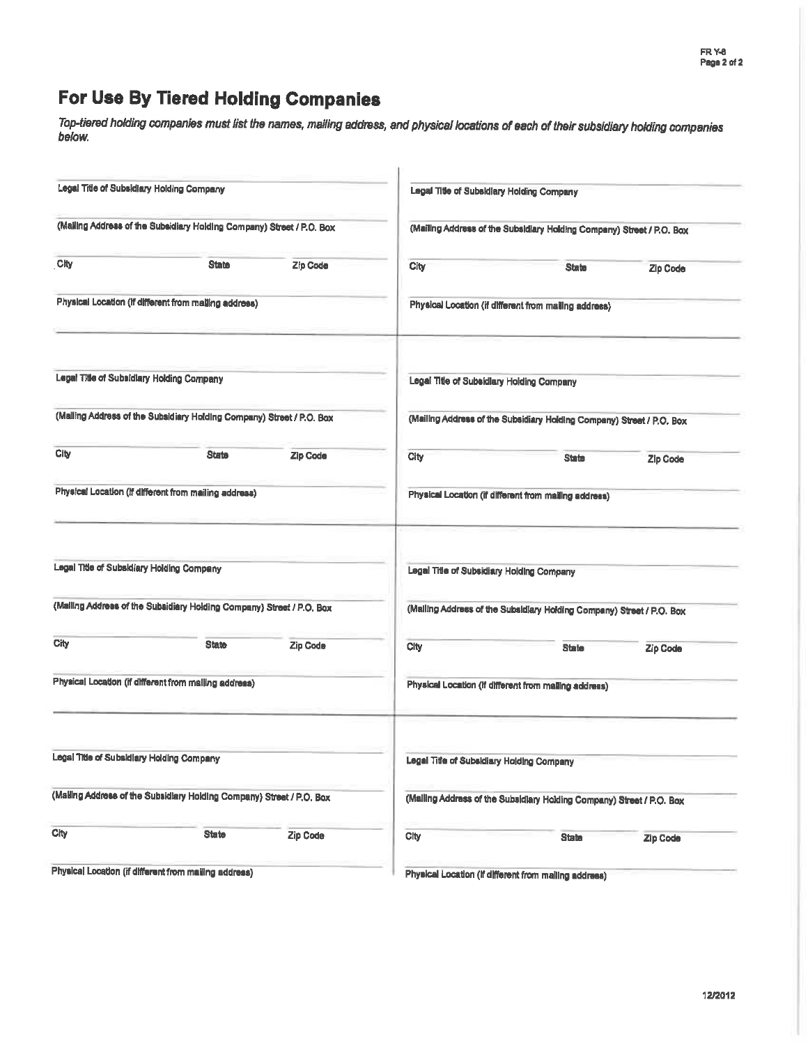# For Use By Tiered Holding Companies

*Top-tiered holding companies must list the names, mailing address, and physical locations of each of their subsidiary holding companies below.*

Legal Title of Subsidiary Holding Company

(Mailing Address of the Subsidiary Holding Company) Street / P.O. Box

City State Zip Code

Physical Location (if different from mailing address)

Legal Title of Subsidiary Holding Company

(Mailing Address of the Subsidiary Holding Company) Street / P.O. Box

City State Zip Code

Physical Location (if different from mailing address)

Legal Title of Subsidiary Holding Company

(Mailing Address of the Subsidiary Holding Company) Street / P.O. Box

City State Zip Code

Physical Location (if different from mailing address)

Legal Title of Subsidiary Holding Company

(Mailing Address of the Subsidiary Holding Company) Street / P.O. Box

City State Zip Code

Physical Location (if different from mailing address)

Legal Title of Subsidiary Holding Company

(Mailing Address of the Subsidiary Holding Company) Street / P.O. Box

City State Zip Code

Physical Location (if different from mailing address)

Legal Title of Subsidiary Holding Company

(Mailing Address of the Subsidiary Holding Company) Street / P.O. Box

City State Zip Code

Physical Location (if different from mailing address)

Legal Title of Subsidiary Holding Company

(Mailing Address of the Subsidiary Holding Company) Street / P.O. Box

City State Zip Code

Physical Location (if different from mailing address)

Legal Title of Subsidiary Holding Company

(Mailing Address of the Subsidiary Holding Company) Street / P.O. Box

City State Zip Code

Physical Location (if different from mailing address)

12/2012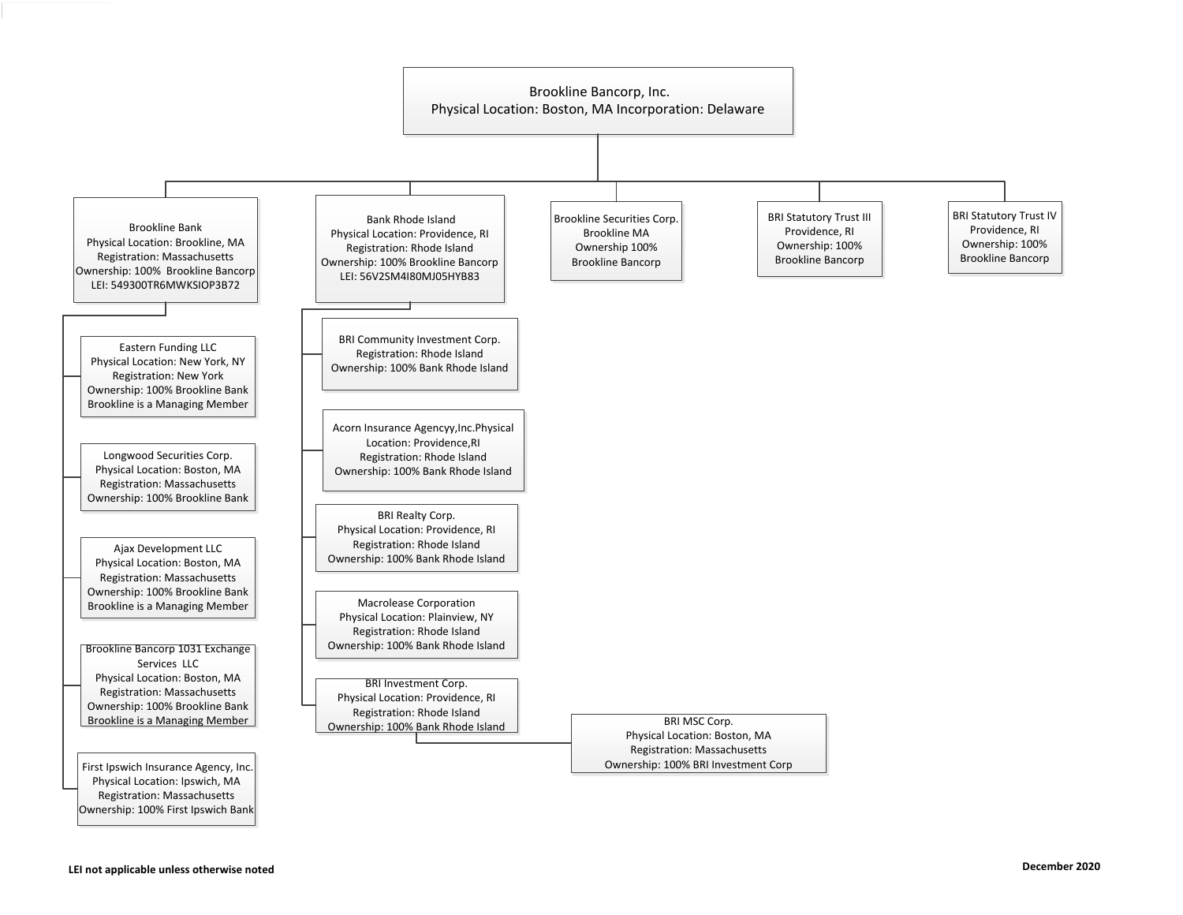# Brookline Bancorp, Inc.
Physical Location: Boston, MA Incorporation: Delaware

- **Brookline Bank**
  Physical Location: Brookline, MA
  Registration: Massachusetts
  Ownership: 100% Brookline Bancorp
  LEI: 549300TR6MWKSIOP3B72
  - **Eastern Funding LLC**
    Physical Location: New York, NY
    Registration: New York
    Ownership: 100% Brookline Bank
    Brookline is a Managing Member
  - **Longwood Securities Corp.**
    Physical Location: Boston, MA
    Registration: Massachusetts
    Ownership: 100% Brookline Bank
  - **Ajax Development LLC**
    Physical Location: Boston, MA
    Registration: Massachusetts
    Ownership: 100% Brookline Bank
    Brookline is a Managing Member
  - **Brookline Bancorp 1031 Exchange Services LLC**
    Physical Location: Boston, MA
    Registration: Massachusetts
    Ownership: 100% Brookline Bank
    Brookline is a Managing Member
  - **First Ipswich Insurance Agency, Inc.**
    Physical Location: Ipswich, MA
    Registration: Massachusetts
    Ownership: 100% First Ipswich Bank
- **Bank Rhode Island**
  Physical Location: Providence, RI
  Registration: Rhode Island
  Ownership: 100% Brookline Bancorp
  LEI: 56V2SM4I80MJ05HYB83
  - **BRI Community Investment Corp.**
    Registration: Rhode Island
    Ownership: 100% Bank Rhode Island
  - **Acorn Insurance Agencyy,Inc.**
    Physical Location: Providence,RI
    Registration: Rhode Island
    Ownership: 100% Bank Rhode Island
  - **BRI Realty Corp.**
    Physical Location: Providence, RI
    Registration: Rhode Island
    Ownership: 100% Bank Rhode Island
  - **Macrolease Corporation**
    Physical Location: Plainview, NY
    Registration: Rhode Island
    Ownership: 100% Bank Rhode Island
  - **BRI Investment Corp.**
    Physical Location: Providence, RI
    Registration: Rhode Island
    Ownership: 100% Bank Rhode Island
    - **BRI MSC Corp.**
      Physical Location: Boston, MA
      Registration: Massachusetts
      Ownership: 100% BRI Investment Corp
- **Brookline Securities Corp.**
  Brookline MA
  Ownership 100%
  Brookline Bancorp
- **BRI Statutory Trust III**
  Providence, RI
  Ownership: 100%
  Brookline Bancorp
- **BRI Statutory Trust IV**
  Providence, RI
  Ownership: 100%
  Brookline Bancorp

**LEI not applicable unless otherwise noted**

**December 2020**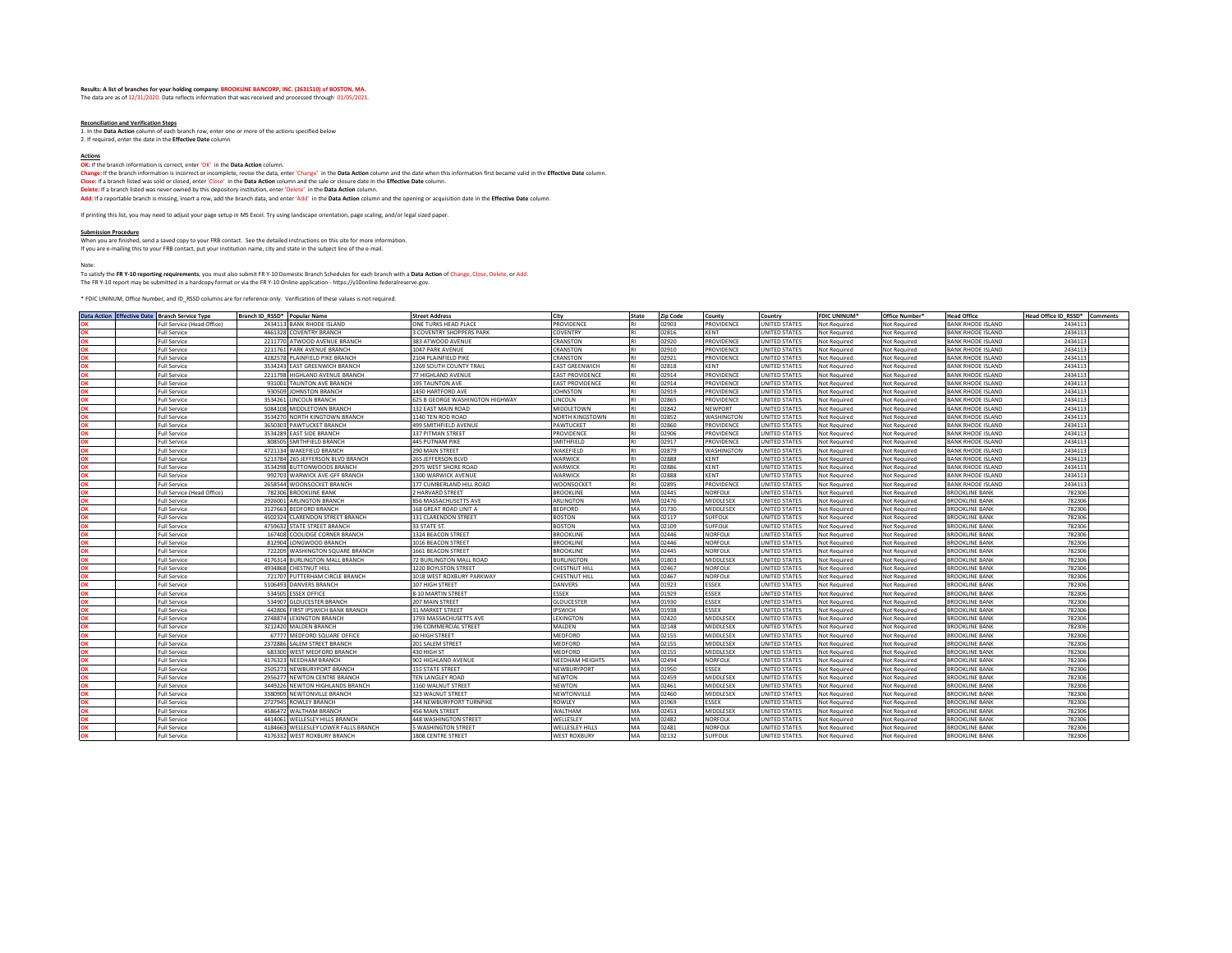**Results: A list of branches for your holding company: BROOKLINE BANCORP, INC. (2631510) of BOSTON, MA.**
The data are as of 12/31/2020. Data reflects information that was received and processed through 01/05/2021.

**Reconciliation and Verification Steps**
1. In the **Data Action** column of each branch row, enter one or more of the actions specified below
2. If required, enter the date in the **Effective Date** column

**Actions**
**OK:** If the branch information is correct, enter 'OK' in the **Data Action** column.
**Change:** If the branch information is incorrect or incomplete, revise the data, enter 'Change' in the **Data Action** column and the date when this information first became valid in the **Effective Date** column.
**Close:** If a branch listed was sold or closed, enter 'Close' in the **Data Action** column and the sale or closure date in the **Effective Date** column.
**Delete:** If a branch listed was never owned by this depository institution, enter 'Delete' in the **Data Action** column.
**Add:** If a reportable branch is missing, insert a row, add the branch data, and enter 'Add' in the **Data Action** column and the opening or acquisition date in the **Effective Date** column.

If printing this list, you may need to adjust your page setup in MS Excel. Try using landscape orientation, page scaling, and/or legal sized paper.

**Submission Procedure**
When you are finished, send a saved copy to your FRB contact. See the detailed instructions on this site for more information.
If you are e-mailing this to your FRB contact, put your institution name, city and state in the subject line of the e-mail.

Note:
To satisfy the **FR Y-10 reporting requirements**, you must also submit FR Y-10 Domestic Branch Schedules for each branch with a **Data Action** of Change, Close, Delete, or Add.
The FR Y-10 report may be submitted in a hardcopy format or via the FR Y-10 Online application - https://y10online.federalreserve.gov.

* FDIC UNINUM, Office Number, and ID_RSSD columns are for reference only. Verification of these values is not required.

| Data Action | Effective Date | Branch Service Type | Branch ID_RSSD* | Popular Name | Street Address | City | State | Zip Code | County | Country | FDIC UNINUM* | Office Number* | Head Office | Head Office ID_RSSD* | Comments |
|---|---|---|---|---|---|---|---|---|---|---|---|---|---|---|---|
| OK | | Full Service (Head Office) | 2434113 | BANK RHODE ISLAND | ONE TURKS HEAD PLACE | PROVIDENCE | RI | 02903 | PROVIDENCE | UNITED STATES | Not Required | Not Required | BANK RHODE ISLAND | 2434113 | |
| OK | | Full Service | 4461328 | COVENTRY BRANCH | 3 COVENTRY SHOPPERS PARK | COVENTRY | RI | 02816 | KENT | UNITED STATES | Not Required | Not Required | BANK RHODE ISLAND | 2434113 | |
| OK | | Full Service | 2211770 | ATWOOD AVENUE BRANCH | 383 ATWOOD AVENUE | CRANSTON | RI | 02920 | PROVIDENCE | UNITED STATES | Not Required | Not Required | BANK RHODE ISLAND | 2434113 | |
| OK | | Full Service | 2211761 | PARK AVENUE BRANCH | 1047 PARK AVENUE | CRANSTON | RI | 02910 | PROVIDENCE | UNITED STATES | Not Required | Not Required | BANK RHODE ISLAND | 2434113 | |
| OK | | Full Service | 4282578 | PLAINFIELD PIKE BRANCH | 2104 PLAINFIELD PIKE | CRANSTON | RI | 02921 | PROVIDENCE | UNITED STATES | Not Required | Not Required | BANK RHODE ISLAND | 2434113 | |
| OK | | Full Service | 3534243 | EAST GREENWICH BRANCH | 1269 SOUTH COUNTY TRAIL | EAST GREENWICH | RI | 02818 | KENT | UNITED STATES | Not Required | Not Required | BANK RHODE ISLAND | 2434113 | |
| OK | | Full Service | 2211798 | HIGHLAND AVENUE BRANCH | 77 HIGHLAND AVENUE | EAST PROVIDENCE | RI | 02914 | PROVIDENCE | UNITED STATES | Not Required | Not Required | BANK RHODE ISLAND | 2434113 | |
| OK | | Full Service | 931001 | TAUNTON AVE BRANCH | 195 TAUNTON AVE | EAST PROVIDENCE | RI | 02914 | PROVIDENCE | UNITED STATES | Not Required | Not Required | BANK RHODE ISLAND | 2434113 | |
| OK | | Full Service | 930509 | JOHNSTON BRANCH | 1450 HARTFORD AVE | JOHNSTON | RI | 02919 | PROVIDENCE | UNITED STATES | Not Required | Not Required | BANK RHODE ISLAND | 2434113 | |
| OK | | Full Service | 3534261 | LINCOLN BRANCH | 625 B GEORGE WASHINGTON HIGHWAY | LINCOLN | RI | 02865 | PROVIDENCE | UNITED STATES | Not Required | Not Required | BANK RHODE ISLAND | 2434113 | |
| OK | | Full Service | 5084108 | MIDDLETOWN BRANCH | 132 EAST MAIN ROAD | MIDDLETOWN | RI | 02842 | NEWPORT | UNITED STATES | Not Required | Not Required | BANK RHODE ISLAND | 2434113 | |
| OK | | Full Service | 3534270 | NORTH KINGSTOWN BRANCH | 1140 TEN ROD ROAD | NORTH KINGSTOWN | RI | 02852 | WASHINGTON | UNITED STATES | Not Required | Not Required | BANK RHODE ISLAND | 2434113 | |
| OK | | Full Service | 3650303 | PAWTUCKET BRANCH | 499 SMITHFIELD AVENUE | PAWTUCKET | RI | 02860 | PROVIDENCE | UNITED STATES | Not Required | Not Required | BANK RHODE ISLAND | 2434113 | |
| OK | | Full Service | 3534289 | EAST SIDE BRANCH | 137 PITMAN STREET | PROVIDENCE | RI | 02906 | PROVIDENCE | UNITED STATES | Not Required | Not Required | BANK RHODE ISLAND | 2434113 | |
| OK | | Full Service | 808505 | SMITHFIELD BRANCH | 445 PUTNAM PIKE | SMITHFIELD | RI | 02917 | PROVIDENCE | UNITED STATES | Not Required | Not Required | BANK RHODE ISLAND | 2434113 | |
| OK | | Full Service | 4721134 | WAKEFIELD BRANCH | 290 MAIN STREET | WAKEFIELD | RI | 02879 | WASHINGTON | UNITED STATES | Not Required | Not Required | BANK RHODE ISLAND | 2434113 | |
| OK | | Full Service | 5213784 | 265 JEFFERSON BLVD BRANCH | 265 JEFFERSON BLVD | WARWICK | RI | 02888 | KENT | UNITED STATES | Not Required | Not Required | BANK RHODE ISLAND | 2434113 | |
| OK | | Full Service | 3534298 | BUTTONWOODS BRANCH | 2975 WEST SHORE ROAD | WARWICK | RI | 02886 | KENT | UNITED STATES | Not Required | Not Required | BANK RHODE ISLAND | 2434113 | |
| OK | | Full Service | 992703 | WARWICK AVE-GFF BRANCH | 1300 WARWICK AVENUE | WARWICK | RI | 02888 | KENT | UNITED STATES | Not Required | Not Required | BANK RHODE ISLAND | 2434113 | |
| OK | | Full Service | 2658544 | WOONSOCKET BRANCH | 177 CUMBERLAND HILL ROAD | WOONSOCKET | RI | 02895 | PROVIDENCE | UNITED STATES | Not Required | Not Required | BANK RHODE ISLAND | 2434113 | |
| OK | | Full Service (Head Office) | 782306 | BROOKLINE BANK | 2 HARVARD STREET | BROOKLINE | MA | 02445 | NORFOLK | UNITED STATES | Not Required | Not Required | BROOKLINE BANK | 782306 | |
| OK | | Full Service | 2926001 | ARLINGTON BRANCH | 856 MASSACHUSETTS AVE | ARLINGTON | MA | 02476 | MIDDLESEX | UNITED STATES | Not Required | Not Required | BROOKLINE BANK | 782306 | |
| OK | | Full Service | 3127663 | BEDFORD BRANCH | 168 GREAT ROAD UNIT A | BEDFORD | MA | 01730 | MIDDLESEX | UNITED STATES | Not Required | Not Required | BROOKLINE BANK | 782306 | |
| OK | | Full Service | 4502324 | CLARENDON STREET BRANCH | 131 CLARENDON STREET | BOSTON | MA | 02117 | SUFFOLK | UNITED STATES | Not Required | Not Required | BROOKLINE BANK | 782306 | |
| OK | | Full Service | 4759632 | STATE STREET BRANCH | 33 STATE ST. | BOSTON | MA | 02109 | SUFFOLK | UNITED STATES | Not Required | Not Required | BROOKLINE BANK | 782306 | |
| OK | | Full Service | 167408 | COOLIDGE CORNER BRANCH | 1324 BEACON STREET | BROOKLINE | MA | 02446 | NORFOLK | UNITED STATES | Not Required | Not Required | BROOKLINE BANK | 782306 | |
| OK | | Full Service | 812904 | LONGWOOD BRANCH | 1016 BEACON STREET | BROOKLINE | MA | 02446 | NORFOLK | UNITED STATES | Not Required | Not Required | BROOKLINE BANK | 782306 | |
| OK | | Full Service | 722209 | WASHINGTON SQUARE BRANCH | 1661 BEACON STREET | BROOKLINE | MA | 02445 | NORFOLK | UNITED STATES | Not Required | Not Required | BROOKLINE BANK | 782306 | |
| OK | | Full Service | 4176314 | BURLINGTON MALL BRANCH | 72 BURLINGTON MALL ROAD | BURLINGTON | MA | 01803 | MIDDLESEX | UNITED STATES | Not Required | Not Required | BROOKLINE BANK | 782306 | |
| OK | | Full Service | 4934868 | CHESTNUT HILL | 1220 BOYLSTON STREET | CHESTNUT HILL | MA | 02467 | NORFOLK | UNITED STATES | Not Required | Not Required | BROOKLINE BANK | 782306 | |
| OK | | Full Service | 721707 | PUTTERHAM CIRCLE BRANCH | 1018 WEST ROXBURY PARKWAY | CHESTNUT HILL | MA | 02467 | NORFOLK | UNITED STATES | Not Required | Not Required | BROOKLINE BANK | 782306 | |
| OK | | Full Service | 5106493 | DANVERS BRANCH | 107 HIGH STREET | DANVERS | MA | 01923 | ESSEX | UNITED STATES | Not Required | Not Required | BROOKLINE BANK | 782306 | |
| OK | | Full Service | 534505 | ESSEX OFFICE | 8-10 MARTIN STREET | ESSEX | MA | 01929 | ESSEX | UNITED STATES | Not Required | Not Required | BROOKLINE BANK | 782306 | |
| OK | | Full Service | 534907 | GLOUCESTER BRANCH | 207 MAIN STREET | GLOUCESTER | MA | 01930 | ESSEX | UNITED STATES | Not Required | Not Required | BROOKLINE BANK | 782306 | |
| OK | | Full Service | 442806 | FIRST IPSWICH BANK BRANCH | 31 MARKET STREET | IPSWICH | MA | 01938 | ESSEX | UNITED STATES | Not Required | Not Required | BROOKLINE BANK | 782306 | |
| OK | | Full Service | 2748874 | LEXINGTON BRANCH | 1793 MASSACHUSETTS AVE | LEXINGTON | MA | 02420 | MIDDLESEX | UNITED STATES | Not Required | Not Required | BROOKLINE BANK | 782306 | |
| OK | | Full Service | 3212420 | MALDEN BRANCH | 196 COMMERCIAL STREET | MALDEN | MA | 02148 | MIDDLESEX | UNITED STATES | Not Required | Not Required | BROOKLINE BANK | 782306 | |
| OK | | Full Service | 67777 | MEDFORD SQUARE OFFICE | 60 HIGH STREET | MEDFORD | MA | 02155 | MIDDLESEX | UNITED STATES | Not Required | Not Required | BROOKLINE BANK | 782306 | |
| OK | | Full Service | 2372886 | SALEM STREET BRANCH | 201 SALEM STREET | MEDFORD | MA | 02155 | MIDDLESEX | UNITED STATES | Not Required | Not Required | BROOKLINE BANK | 782306 | |
| OK | | Full Service | 683300 | WEST MEDFORD BRANCH | 430 HIGH ST | MEDFORD | MA | 02155 | MIDDLESEX | UNITED STATES | Not Required | Not Required | BROOKLINE BANK | 782306 | |
| OK | | Full Service | 4176323 | NEEDHAM BRANCH | 902 HIGHLAND AVENUE | NEEDHAM HEIGHTS | MA | 02494 | NORFOLK | UNITED STATES | Not Required | Not Required | BROOKLINE BANK | 782306 | |
| OK | | Full Service | 2505273 | NEWBURYPORT BRANCH | 155 STATE STREET | NEWBURYPORT | MA | 01950 | ESSEX | UNITED STATES | Not Required | Not Required | BROOKLINE BANK | 782306 | |
| OK | | Full Service | 2956277 | NEWTON CENTRE BRANCH | TEN LANGLEY ROAD | NEWTON | MA | 02459 | MIDDLESEX | UNITED STATES | Not Required | Not Required | BROOKLINE BANK | 782306 | |
| OK | | Full Service | 3449226 | NEWTON HIGHLANDS BRANCH | 1160 WALNUT STREET | NEWTON | MA | 02461 | MIDDLESEX | UNITED STATES | Not Required | Not Required | BROOKLINE BANK | 782306 | |
| OK | | Full Service | 3380909 | NEWTONVILLE BRANCH | 323 WALNUT STREET | NEWTONVILLE | MA | 02460 | MIDDLESEX | UNITED STATES | Not Required | Not Required | BROOKLINE BANK | 782306 | |
| OK | | Full Service | 2727945 | ROWLEY BRANCH | 144 NEWBURYPORT TURNPIKE | ROWLEY | MA | 01969 | ESSEX | UNITED STATES | Not Required | Not Required | BROOKLINE BANK | 782306 | |
| OK | | Full Service | 4586472 | WALTHAM BRANCH | 456 MAIN STREET | WALTHAM | MA | 02453 | MIDDLESEX | UNITED STATES | Not Required | Not Required | BROOKLINE BANK | 782306 | |
| OK | | Full Service | 4414061 | WELLESLEY HILLS BRANCH | 448 WASHINGTON STREET | WELLESLEY | MA | 02482 | NORFOLK | UNITED STATES | Not Required | Not Required | BROOKLINE BANK | 782306 | |
| OK | | Full Service | 4184663 | WELLESLEY LOWER FALLS BRANCH | 5 WASHINGTON STREET | WELLESLEY HILLS | MA | 02481 | NORFOLK | UNITED STATES | Not Required | Not Required | BROOKLINE BANK | 782306 | |
| OK | | Full Service | 4176332 | WEST ROXBURY BRANCH | 1808 CENTRE STREET | WEST ROXBURY | MA | 02132 | SUFFOLK | UNITED STATES | Not Required | Not Required | BROOKLINE BANK | 782306 | |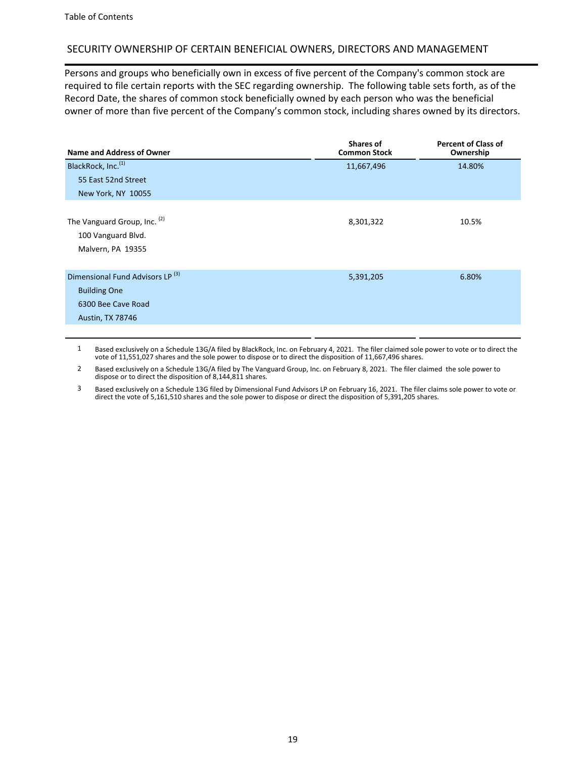## SECURITY OWNERSHIP OF CERTAIN BENEFICIAL OWNERS, DIRECTORS AND MANAGEMENT

Persons and groups who beneficially own in excess of five percent of the Company's common stock are required to file certain reports with the SEC regarding ownership. The following table sets forth, as of the Record Date, the shares of common stock beneficially owned by each person who was the beneficial owner of more than five percent of the Company's common stock, including shares owned by its directors.

| Name and Address of Owner | Shares of Common Stock | Percent of Class of Ownership |
|---|---|---|
| BlackRock, Inc.[(1)]<br>55 East 52nd Street<br>New York, NY 10055 | 11,667,496 | 14.80% |
| The Vanguard Group, Inc. [(2)]<br>100 Vanguard Blvd.<br>Malvern, PA 19355 | 8,301,322 | 10.5% |
| Dimensional Fund Advisors LP [(3)]<br>Building One<br>6300 Bee Cave Road<br>Austin, TX 78746 | 5,391,205 | 6.80% |

1 Based exclusively on a Schedule 13G/A filed by BlackRock, Inc. on February 4, 2021. The filer claimed sole power to vote or to direct the vote of 11,551,027 shares and the sole power to dispose or to direct the disposition of 11,667,496 shares.

2 Based exclusively on a Schedule 13G/A filed by The Vanguard Group, Inc. on February 8, 2021. The filer claimed the sole power to dispose or to direct the disposition of 8,144,811 shares.

3 Based exclusively on a Schedule 13G filed by Dimensional Fund Advisors LP on February 16, 2021. The filer claims sole power to vote or direct the vote of 5,161,510 shares and the sole power to dispose or direct the disposition of 5,391,205 shares.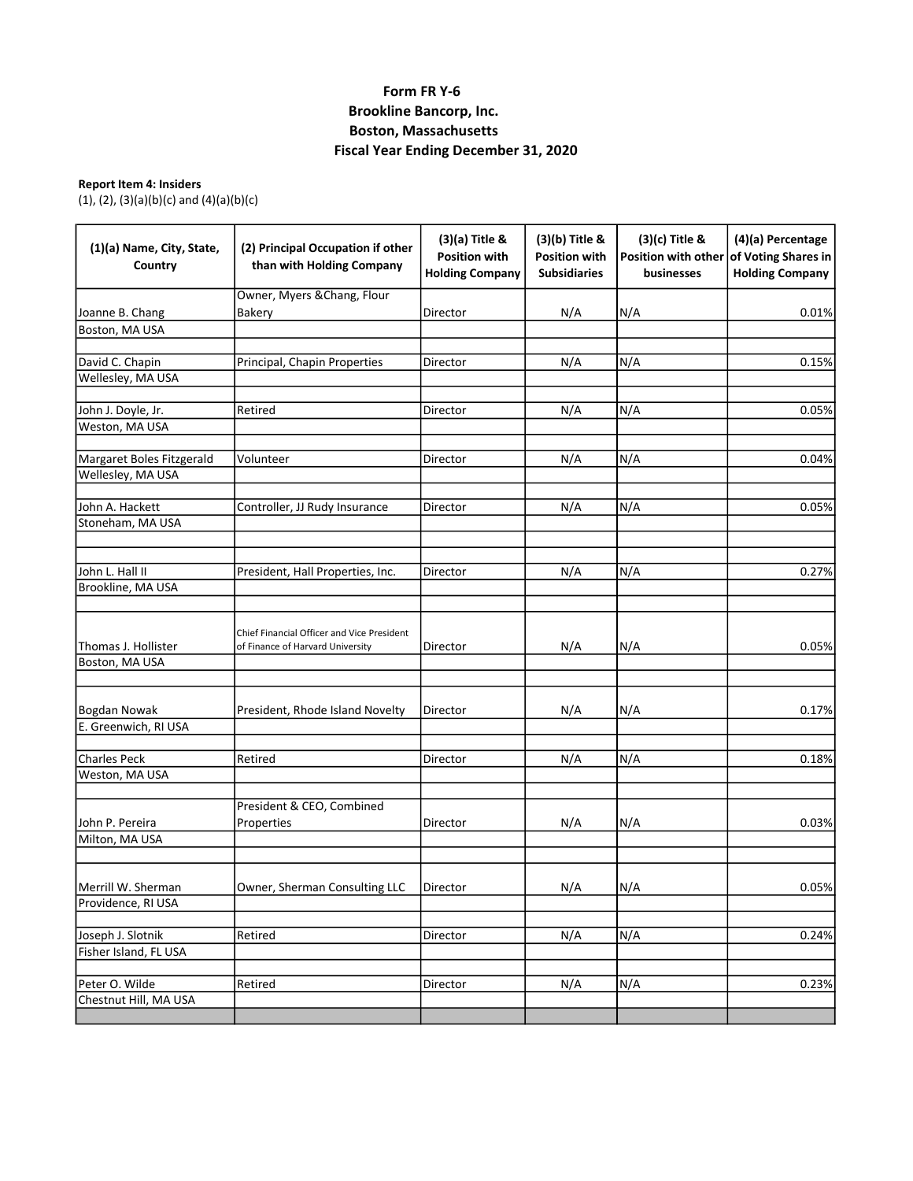# Form FR Y-6
# Brookline Bancorp, Inc.
# Boston, Massachusetts
# Fiscal Year Ending December 31, 2020

**Report Item 4: Insiders**
(1), (2), (3)(a)(b)(c) and (4)(a)(b)(c)

| (1)(a) Name, City, State, Country | (2) Principal Occupation if other than with Holding Company | (3)(a) Title & Position with Holding Company | (3)(b) Title & Position with Subsidiaries | (3)(c) Title & Position with other businesses | (4)(a) Percentage of Voting Shares in Holding Company |
|---|---|---|---|---|---|
| Joanne B. Chang<br>Boston, MA USA | Owner, Myers &Chang, Flour Bakery | Director | N/A | N/A | 0.01% |
| David C. Chapin<br>Wellesley, MA USA | Principal, Chapin Properties | Director | N/A | N/A | 0.15% |
| John J. Doyle, Jr.<br>Weston, MA USA | Retired | Director | N/A | N/A | 0.05% |
| Margaret Boles Fitzgerald<br>Wellesley, MA USA | Volunteer | Director | N/A | N/A | 0.04% |
| John A. Hackett<br>Stoneham, MA USA | Controller, JJ Rudy Insurance | Director | N/A | N/A | 0.05% |
| John L. Hall II<br>Brookline, MA USA | President, Hall Properties, Inc. | Director | N/A | N/A | 0.27% |
| Thomas J. Hollister<br>Boston, MA USA | Chief Financial Officer and Vice President of Finance of Harvard University | Director | N/A | N/A | 0.05% |
| Bogdan Nowak<br>E. Greenwich, RI USA | President, Rhode Island Novelty | Director | N/A | N/A | 0.17% |
| Charles Peck<br>Weston, MA USA | Retired | Director | N/A | N/A | 0.18% |
| John P. Pereira<br>Milton, MA USA | President & CEO, Combined Properties | Director | N/A | N/A | 0.03% |
| Merrill W. Sherman<br>Providence, RI USA | Owner, Sherman Consulting LLC | Director | N/A | N/A | 0.05% |
| Joseph J. Slotnik<br>Fisher Island, FL USA | Retired | Director | N/A | N/A | 0.24% |
| Peter O. Wilde<br>Chestnut Hill, MA USA | Retired | Director | N/A | N/A | 0.23% |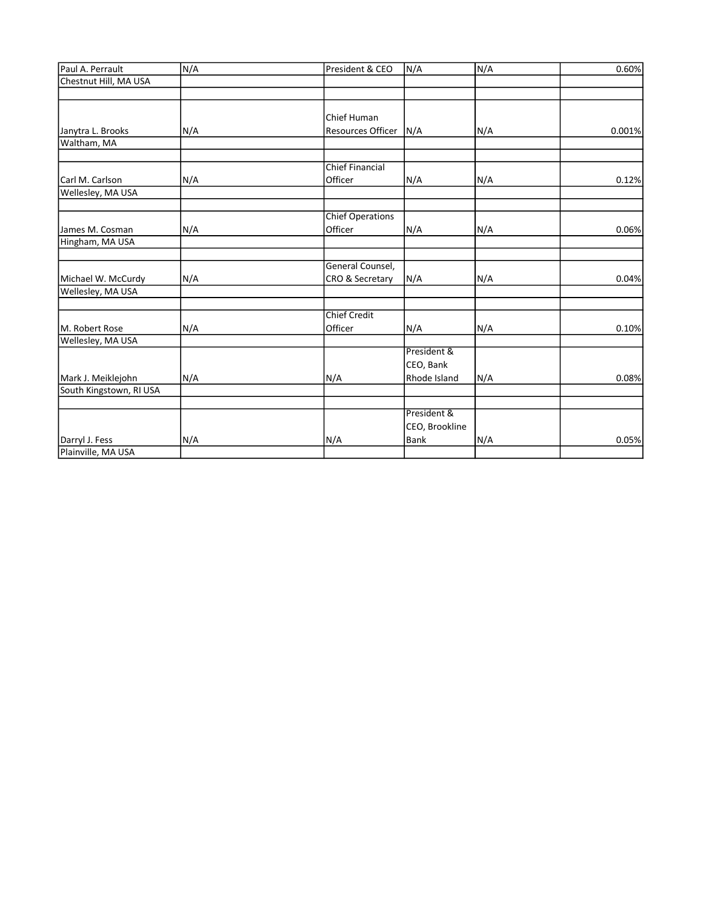| | | | | | |
|---|---|---|---|---|---|
| Paul A. Perrault | N/A | President & CEO | N/A | N/A | 0.60% |
| Chestnut Hill, MA USA | | | | | |
| | | | | | |
| Janytra L. Brooks | N/A | Chief Human Resources Officer | N/A | N/A | 0.001% |
| Waltham, MA | | | | | |
| | | | | | |
| Carl M. Carlson | N/A | Chief Financial Officer | N/A | N/A | 0.12% |
| Wellesley, MA USA | | | | | |
| | | | | | |
| James M. Cosman | N/A | Chief Operations Officer | N/A | N/A | 0.06% |
| Hingham, MA USA | | | | | |
| | | | | | |
| Michael W. McCurdy | N/A | General Counsel, CRO & Secretary | N/A | N/A | 0.04% |
| Wellesley, MA USA | | | | | |
| | | | | | |
| M. Robert Rose | N/A | Chief Credit Officer | N/A | N/A | 0.10% |
| Wellesley, MA USA | | | | | |
| Mark J. Meiklejohn | N/A | N/A | President & CEO, Bank Rhode Island | N/A | 0.08% |
| South Kingstown, RI USA | | | | | |
| | | | | | |
| Darryl J. Fess | N/A | N/A | President & CEO, Brookline Bank | N/A | 0.05% |
| Plainville, MA USA | | | | | |